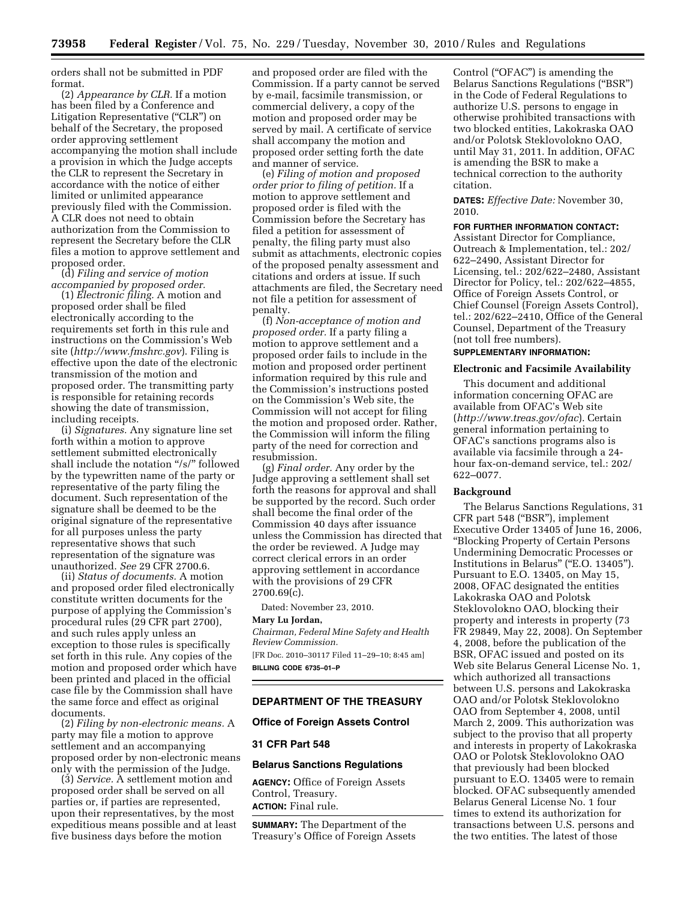orders shall not be submitted in PDF format.

(2) *Appearance by CLR.* If a motion has been filed by a Conference and Litigation Representative ("CLR") on behalf of the Secretary, the proposed order approving settlement accompanying the motion shall include a provision in which the Judge accepts the CLR to represent the Secretary in accordance with the notice of either limited or unlimited appearance previously filed with the Commission. A CLR does not need to obtain authorization from the Commission to represent the Secretary before the CLR files a motion to approve settlement and proposed order.

(d) *Filing and service of motion accompanied by proposed order.*

(1) *Electronic filing.* A motion and proposed order shall be filed electronically according to the requirements set forth in this rule and instructions on the Commission's Web site (*http://www.fmshrc.gov*). Filing is effective upon the date of the electronic transmission of the motion and proposed order. The transmitting party is responsible for retaining records showing the date of transmission, including receipts.

(i) *Signatures.* Any signature line set forth within a motion to approve settlement submitted electronically shall include the notation "/s/" followed by the typewritten name of the party or representative of the party filing the document. Such representation of the signature shall be deemed to be the original signature of the representative for all purposes unless the party representative shows that such representation of the signature was unauthorized. *See* 29 CFR 2700.6.

(ii) *Status of documents.* A motion and proposed order filed electronically constitute written documents for the purpose of applying the Commission's procedural rules (29 CFR part 2700), and such rules apply unless an exception to those rules is specifically set forth in this rule. Any copies of the motion and proposed order which have been printed and placed in the official case file by the Commission shall have the same force and effect as original documents.

(2) *Filing by non-electronic means.* A party may file a motion to approve settlement and an accompanying proposed order by non-electronic means only with the permission of the Judge.

(3) *Service.* A settlement motion and proposed order shall be served on all parties or, if parties are represented, upon their representatives, by the most expeditious means possible and at least five business days before the motion and proposed order are filed with the Commission. If a party cannot be served by e-mail, facsimile transmission, or commercial delivery, a copy of the motion and proposed order may be served by mail. A certificate of service shall accompany the motion and proposed order setting forth the date and manner of service.

(e) *Filing of motion and proposed order prior to filing of petition.* If a motion to approve settlement and proposed order is filed with the Commission before the Secretary has filed a petition for assessment of penalty, the filing party must also submit as attachments, electronic copies of the proposed penalty assessment and citations and orders at issue. If such attachments are filed, the Secretary need not file a petition for assessment of penalty.

(f) *Non-acceptance of motion and proposed order.* If a party filing a motion to approve settlement and a proposed order fails to include in the motion and proposed order pertinent information required by this rule and the Commission's instructions posted on the Commission's Web site, the Commission will not accept for filing the motion and proposed order. Rather, the Commission will inform the filing party of the need for correction and resubmission.

(g) *Final order.* Any order by the Judge approving a settlement shall set forth the reasons for approval and shall be supported by the record. Such order shall become the final order of the Commission 40 days after issuance unless the Commission has directed that the order be reviewed. A Judge may correct clerical errors in an order approving settlement in accordance with the provisions of 29 CFR 2700.69(c).

Dated: November 23, 2010.

**Mary Lu Jordan,**

*Chairman, Federal Mine Safety and Health Review Commission.*

[FR Doc. 2010–30117 Filed 11–29–10; 8:45 am]

**BILLING CODE 6735–01–P**

## DEPARTMENT OF THE TREASURY

### Office of Foreign Assets Control

### 31 CFR Part 548

### Belarus Sanctions Regulations

**AGENCY:** Office of Foreign Assets Control, Treasury.

**ACTION:** Final rule.

**SUMMARY:** The Department of the Treasury's Office of Foreign Assets Control ("OFAC") is amending the Belarus Sanctions Regulations ("BSR") in the Code of Federal Regulations to authorize U.S. persons to engage in otherwise prohibited transactions with two blocked entities, Lakokraska OAO and/or Polotsk Steklovolokno OAO, until May 31, 2011. In addition, OFAC is amending the BSR to make a technical correction to the authority citation.

**DATES:** *Effective Date:* November 30, 2010.

**FOR FURTHER INFORMATION CONTACT:** Assistant Director for Compliance, Outreach & Implementation, tel.: 202/622–2490, Assistant Director for Licensing, tel.: 202/622–2480, Assistant Director for Policy, tel.: 202/622–4855, Office of Foreign Assets Control, or Chief Counsel (Foreign Assets Control), tel.: 202/622–2410, Office of the General Counsel, Department of the Treasury (not toll free numbers).

**SUPPLEMENTARY INFORMATION:**

**Electronic and Facsimile Availability**

This document and additional information concerning OFAC are available from OFAC's Web site (*http://www.treas.gov/ofac*). Certain general information pertaining to OFAC's sanctions programs also is available via facsimile through a 24-hour fax-on-demand service, tel.: 202/622–0077.

**Background**

The Belarus Sanctions Regulations, 31 CFR part 548 ("BSR"), implement Executive Order 13405 of June 16, 2006, "Blocking Property of Certain Persons Undermining Democratic Processes or Institutions in Belarus" ("E.O. 13405"). Pursuant to E.O. 13405, on May 15, 2008, OFAC designated the entities Lakokraska OAO and Polotsk Steklovolokno OAO, blocking their property and interests in property (73 FR 29849, May 22, 2008). On September 4, 2008, before the publication of the BSR, OFAC issued and posted on its Web site Belarus General License No. 1, which authorized all transactions between U.S. persons and Lakokraska OAO and/or Polotsk Steklovolokno OAO from September 4, 2008, until March 2, 2009. This authorization was subject to the proviso that all property and interests in property of Lakokraska OAO or Polotsk Steklovolokno OAO that previously had been blocked pursuant to E.O. 13405 were to remain blocked. OFAC subsequently amended Belarus General License No. 1 four times to extend its authorization for transactions between U.S. persons and the two entities. The latest of those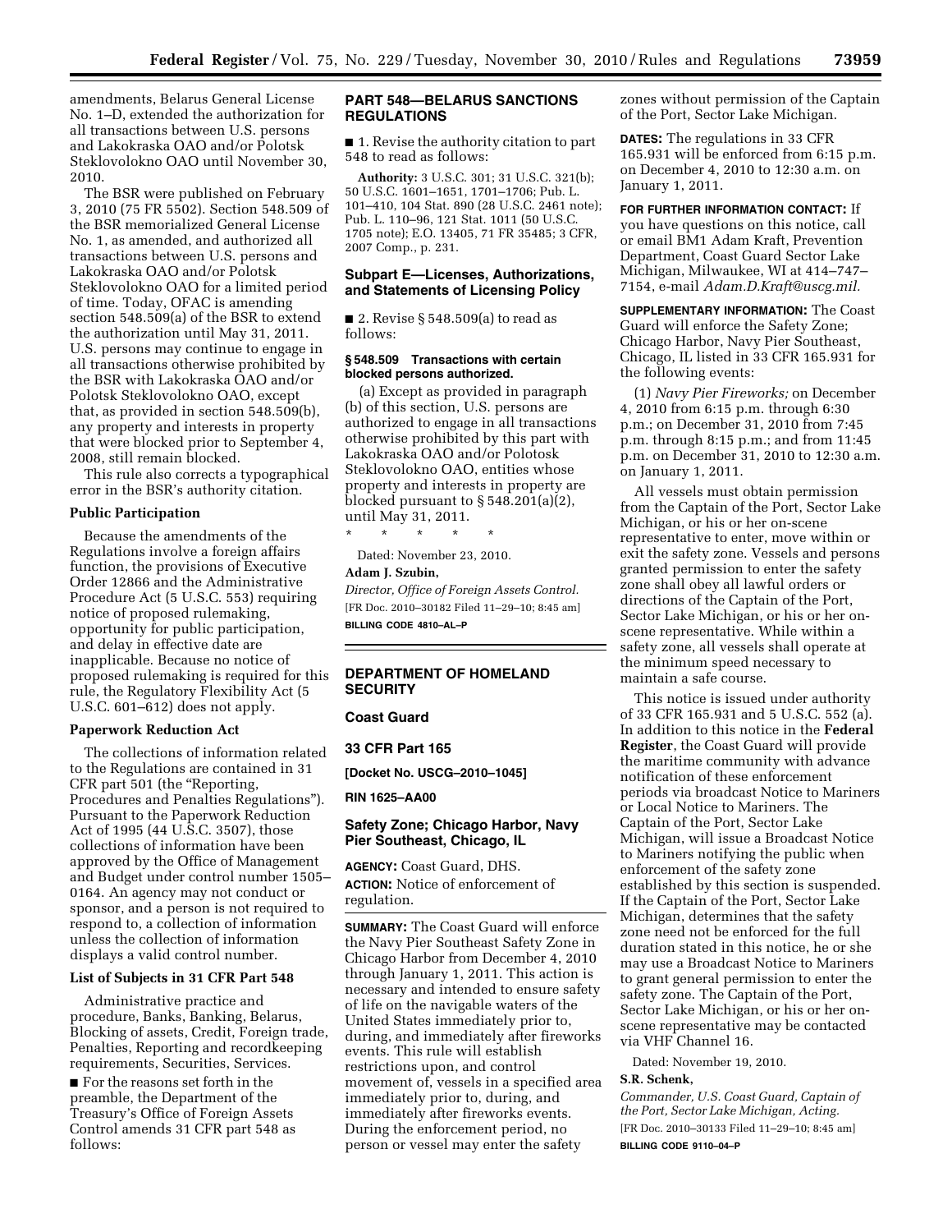amendments, Belarus General License No. 1–D, extended the authorization for all transactions between U.S. persons and Lakokraska OAO and/or Polotsk Steklovolokno OAO until November 30, 2010.

The BSR were published on February 3, 2010 (75 FR 5502). Section 548.509 of the BSR memorialized General License No. 1, as amended, and authorized all transactions between U.S. persons and Lakokraska OAO and/or Polotsk Steklovolokno OAO for a limited period of time. Today, OFAC is amending section 548.509(a) of the BSR to extend the authorization until May 31, 2011. U.S. persons may continue to engage in all transactions otherwise prohibited by the BSR with Lakokraska OAO and/or Polotsk Steklovolokno OAO, except that, as provided in section 548.509(b), any property and interests in property that were blocked prior to September 4, 2008, still remain blocked.

This rule also corrects a typographical error in the BSR's authority citation.

### Public Participation

Because the amendments of the Regulations involve a foreign affairs function, the provisions of Executive Order 12866 and the Administrative Procedure Act (5 U.S.C. 553) requiring notice of proposed rulemaking, opportunity for public participation, and delay in effective date are inapplicable. Because no notice of proposed rulemaking is required for this rule, the Regulatory Flexibility Act (5 U.S.C. 601–612) does not apply.

### Paperwork Reduction Act

The collections of information related to the Regulations are contained in 31 CFR part 501 (the "Reporting, Procedures and Penalties Regulations"). Pursuant to the Paperwork Reduction Act of 1995 (44 U.S.C. 3507), those collections of information have been approved by the Office of Management and Budget under control number 1505–0164. An agency may not conduct or sponsor, and a person is not required to respond to, a collection of information unless the collection of information displays a valid control number.

### List of Subjects in 31 CFR Part 548

Administrative practice and procedure, Banks, Banking, Belarus, Blocking of assets, Credit, Foreign trade, Penalties, Reporting and recordkeeping requirements, Securities, Services.

■ For the reasons set forth in the preamble, the Department of the Treasury's Office of Foreign Assets Control amends 31 CFR part 548 as follows:

## PART 548—BELARUS SANCTIONS REGULATIONS

■ 1. Revise the authority citation to part 548 to read as follows:

**Authority:** 3 U.S.C. 301; 31 U.S.C. 321(b); 50 U.S.C. 1601–1651, 1701–1706; Pub. L. 101–410, 104 Stat. 890 (28 U.S.C. 2461 note); Pub. L. 110–96, 121 Stat. 1011 (50 U.S.C. 1705 note); E.O. 13405, 71 FR 35485; 3 CFR, 2007 Comp., p. 231.

### Subpart E—Licenses, Authorizations, and Statements of Licensing Policy

■ 2. Revise § 548.509(a) to read as follows:

#### § 548.509 Transactions with certain blocked persons authorized.

(a) Except as provided in paragraph (b) of this section, U.S. persons are authorized to engage in all transactions otherwise prohibited by this part with Lakokraska OAO and/or Polotsk Steklovolokno OAO, entities whose property and interests in property are blocked pursuant to § 548.201(a)(2), until May 31, 2011.

\* \* \* \* \*

Dated: November 23, 2010.

**Adam J. Szubin,**

*Director, Office of Foreign Assets Control.*

[FR Doc. 2010–30182 Filed 11–29–10; 8:45 am]

**BILLING CODE 4810–AL–P**

---

## DEPARTMENT OF HOMELAND SECURITY

### Coast Guard

### 33 CFR Part 165

**[Docket No. USCG–2010–1045]**

**RIN 1625–AA00**

### Safety Zone; Chicago Harbor, Navy Pier Southeast, Chicago, IL

**AGENCY:** Coast Guard, DHS.

**ACTION:** Notice of enforcement of regulation.

**SUMMARY:** The Coast Guard will enforce the Navy Pier Southeast Safety Zone in Chicago Harbor from December 4, 2010 through January 1, 2011. This action is necessary and intended to ensure safety of life on the navigable waters of the United States immediately prior to, during, and immediately after fireworks events. This rule will establish restrictions upon, and control movement of, vessels in a specified area immediately prior to, during, and immediately after fireworks events. During the enforcement period, no person or vessel may enter the safety zones without permission of the Captain of the Port, Sector Lake Michigan.

**DATES:** The regulations in 33 CFR 165.931 will be enforced from 6:15 p.m. on December 4, 2010 to 12:30 a.m. on January 1, 2011.

**FOR FURTHER INFORMATION CONTACT:** If you have questions on this notice, call or email BM1 Adam Kraft, Prevention Department, Coast Guard Sector Lake Michigan, Milwaukee, WI at 414–747–7154, e-mail *Adam.D.Kraft@uscg.mil.*

**SUPPLEMENTARY INFORMATION:** The Coast Guard will enforce the Safety Zone; Chicago Harbor, Navy Pier Southeast, Chicago, IL listed in 33 CFR 165.931 for the following events:

(1) *Navy Pier Fireworks;* on December 4, 2010 from 6:15 p.m. through 6:30 p.m.; on December 31, 2010 from 7:45 p.m. through 8:15 p.m.; and from 11:45 p.m. on December 31, 2010 to 12:30 a.m. on January 1, 2011.

All vessels must obtain permission from the Captain of the Port, Sector Lake Michigan, or his or her on-scene representative to enter, move within or exit the safety zone. Vessels and persons granted permission to enter the safety zone shall obey all lawful orders or directions of the Captain of the Port, Sector Lake Michigan, or his or her on-scene representative. While within a safety zone, all vessels shall operate at the minimum speed necessary to maintain a safe course.

This notice is issued under authority of 33 CFR 165.931 and 5 U.S.C. 552 (a). In addition to this notice in the **Federal Register**, the Coast Guard will provide the maritime community with advance notification of these enforcement periods via broadcast Notice to Mariners or Local Notice to Mariners. The Captain of the Port, Sector Lake Michigan, will issue a Broadcast Notice to Mariners notifying the public when enforcement of the safety zone established by this section is suspended. If the Captain of the Port, Sector Lake Michigan, determines that the safety zone need not be enforced for the full duration stated in this notice, he or she may use a Broadcast Notice to Mariners to grant general permission to enter the safety zone. The Captain of the Port, Sector Lake Michigan, or his or her on-scene representative may be contacted via VHF Channel 16.

Dated: November 19, 2010.

**S.R. Schenk,**

*Commander, U.S. Coast Guard, Captain of the Port, Sector Lake Michigan, Acting.*

[FR Doc. 2010–30133 Filed 11–29–10; 8:45 am]

**BILLING CODE 9110–04–P**